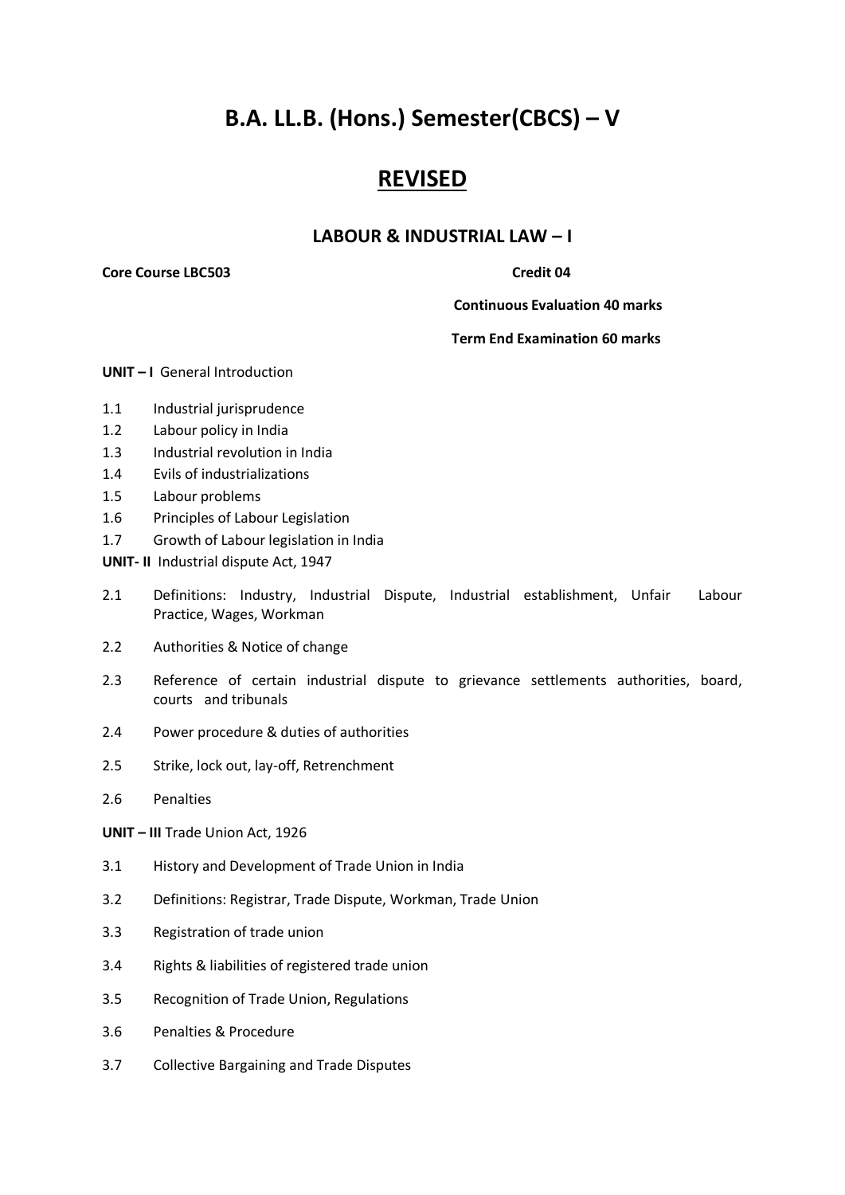# B.A. LL.B. (Hons.) Semester(CBCS) – V

## REVISED

### LABOUR & INDUSTRIAL LAW – I

**Core Course LBC503** **Credit 04**

**Continuous Evaluation 40 marks**

**Term End Examination 60 marks**

**UNIT – I** General Introduction

- 1.1 Industrial jurisprudence
- 1.2 Labour policy in India
- 1.3 Industrial revolution in India
- 1.4 Evils of industrializations
- 1.5 Labour problems
- 1.6 Principles of Labour Legislation
- 1.7 Growth of Labour legislation in India

**UNIT- II** Industrial dispute Act, 1947

- 2.1 Definitions: Industry, Industrial Dispute, Industrial establishment, Unfair Labour Practice, Wages, Workman
- 2.2 Authorities & Notice of change
- 2.3 Reference of certain industrial dispute to grievance settlements authorities, board, courts and tribunals
- 2.4 Power procedure & duties of authorities
- 2.5 Strike, lock out, lay-off, Retrenchment
- 2.6 Penalties

**UNIT – III** Trade Union Act, 1926

- 3.1 History and Development of Trade Union in India
- 3.2 Definitions: Registrar, Trade Dispute, Workman, Trade Union
- 3.3 Registration of trade union
- 3.4 Rights & liabilities of registered trade union
- 3.5 Recognition of Trade Union, Regulations
- 3.6 Penalties & Procedure
- 3.7 Collective Bargaining and Trade Disputes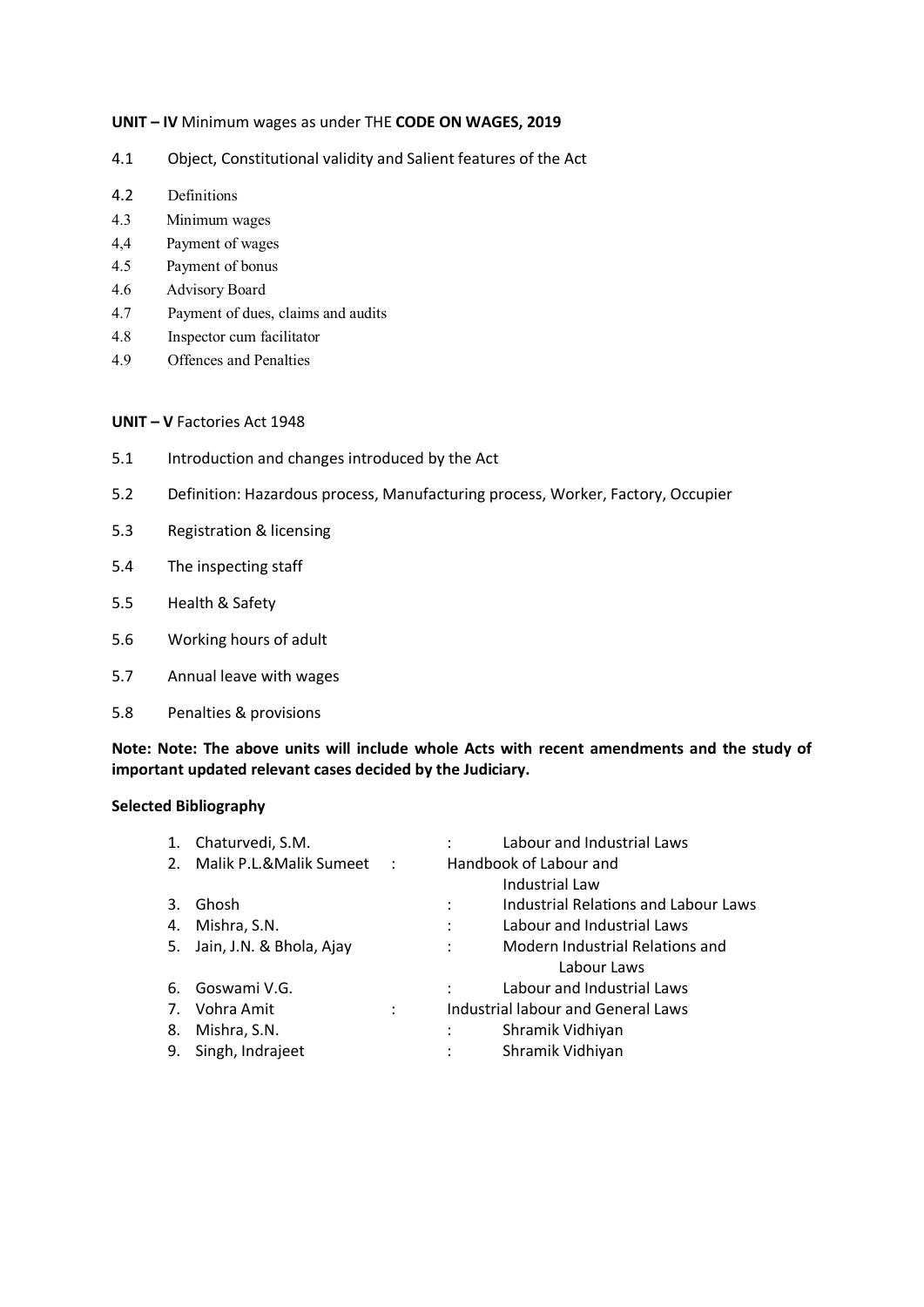**UNIT – IV** Minimum wages as under THE **CODE ON WAGES, 2019**

4.1 Object, Constitutional validity and Salient features of the Act

4.2 Definitions

4.3 Minimum wages

4,4 Payment of wages

4.5 Payment of bonus

4.6 Advisory Board

4.7 Payment of dues, claims and audits

4.8 Inspector cum facilitator

4.9 Offences and Penalties

**UNIT – V** Factories Act 1948

5.1 Introduction and changes introduced by the Act

5.2 Definition: Hazardous process, Manufacturing process, Worker, Factory, Occupier

5.3 Registration & licensing

5.4 The inspecting staff

5.5 Health & Safety

5.6 Working hours of adult

5.7 Annual leave with wages

5.8 Penalties & provisions

**Note: Note: The above units will include whole Acts with recent amendments and the study of important updated relevant cases decided by the Judiciary.**

**Selected Bibliography**

1. Chaturvedi, S.M. : Labour and Industrial Laws
2. Malik P.L.&Malik Sumeet : Handbook of Labour and Industrial Law
3. Ghosh : Industrial Relations and Labour Laws
4. Mishra, S.N. : Labour and Industrial Laws
5. Jain, J.N. & Bhola, Ajay : Modern Industrial Relations and Labour Laws
6. Goswami V.G. : Labour and Industrial Laws
7. Vohra Amit : Industrial labour and General Laws
8. Mishra, S.N. : Shramik Vidhiyan
9. Singh, Indrajeet : Shramik Vidhiyan